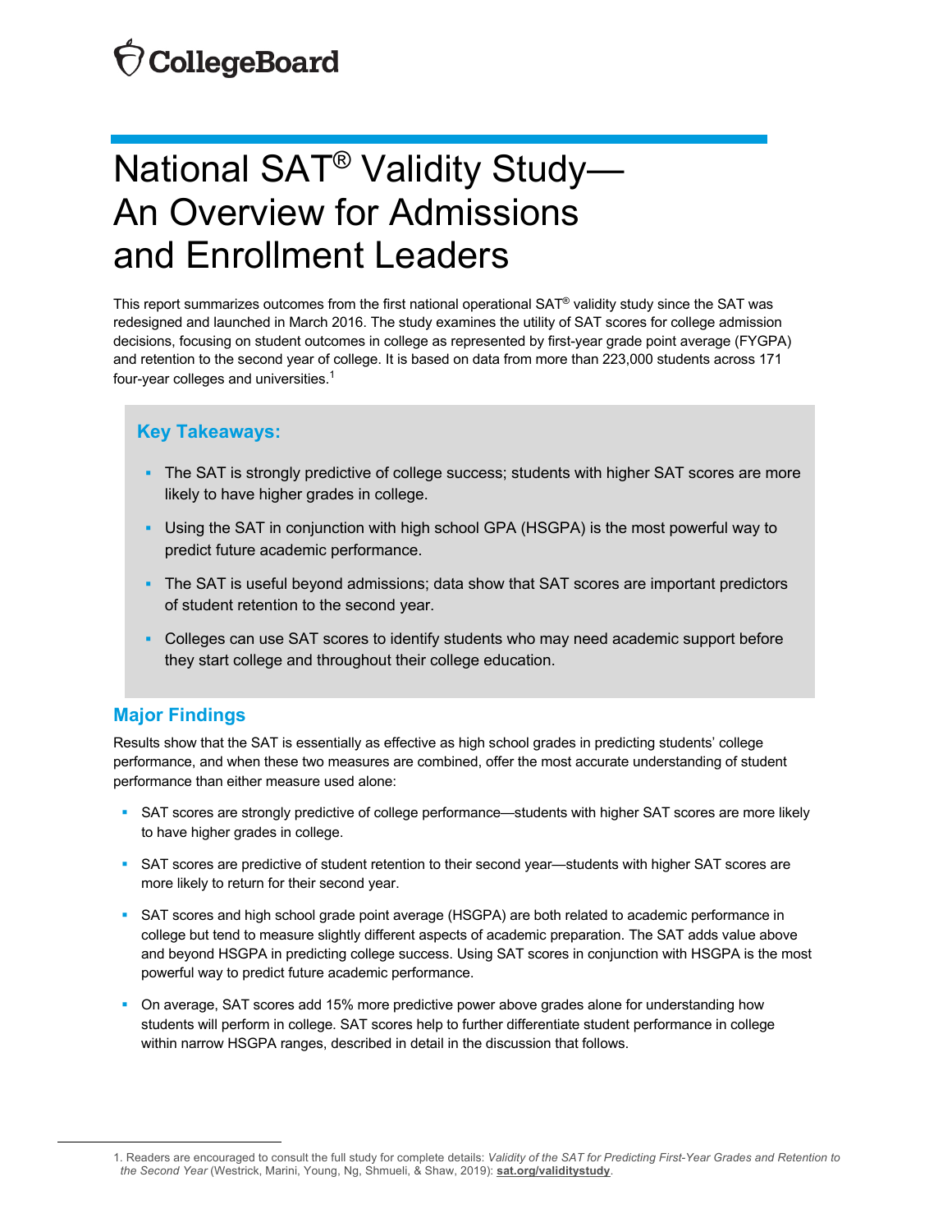CollegeBoard

# National SAT® Validity Study— An Overview for Admissions and Enrollment Leaders

This report summarizes outcomes from the first national operational SAT® validity study since the SAT was redesigned and launched in March 2016. The study examines the utility of SAT scores for college admission decisions, focusing on student outcomes in college as represented by first-year grade point average (FYGPA) and retention to the second year of college. It is based on data from more than 223,000 students across 171 four-year colleges and universities.[1]

### Key Takeaways:

- The SAT is strongly predictive of college success; students with higher SAT scores are more likely to have higher grades in college.
- Using the SAT in conjunction with high school GPA (HSGPA) is the most powerful way to predict future academic performance.
- The SAT is useful beyond admissions; data show that SAT scores are important predictors of student retention to the second year.
- Colleges can use SAT scores to identify students who may need academic support before they start college and throughout their college education.

## Major Findings

Results show that the SAT is essentially as effective as high school grades in predicting students' college performance, and when these two measures are combined, offer the most accurate understanding of student performance than either measure used alone:

- SAT scores are strongly predictive of college performance—students with higher SAT scores are more likely to have higher grades in college.
- SAT scores are predictive of student retention to their second year—students with higher SAT scores are more likely to return for their second year.
- SAT scores and high school grade point average (HSGPA) are both related to academic performance in college but tend to measure slightly different aspects of academic preparation. The SAT adds value above and beyond HSGPA in predicting college success. Using SAT scores in conjunction with HSGPA is the most powerful way to predict future academic performance.
- On average, SAT scores add 15% more predictive power above grades alone for understanding how students will perform in college. SAT scores help to further differentiate student performance in college within narrow HSGPA ranges, described in detail in the discussion that follows.

---

1. Readers are encouraged to consult the full study for complete details: *Validity of the SAT for Predicting First-Year Grades and Retention to the Second Year* (Westrick, Marini, Young, Ng, Shmueli, & Shaw, 2019): **sat.org/validitystudy**.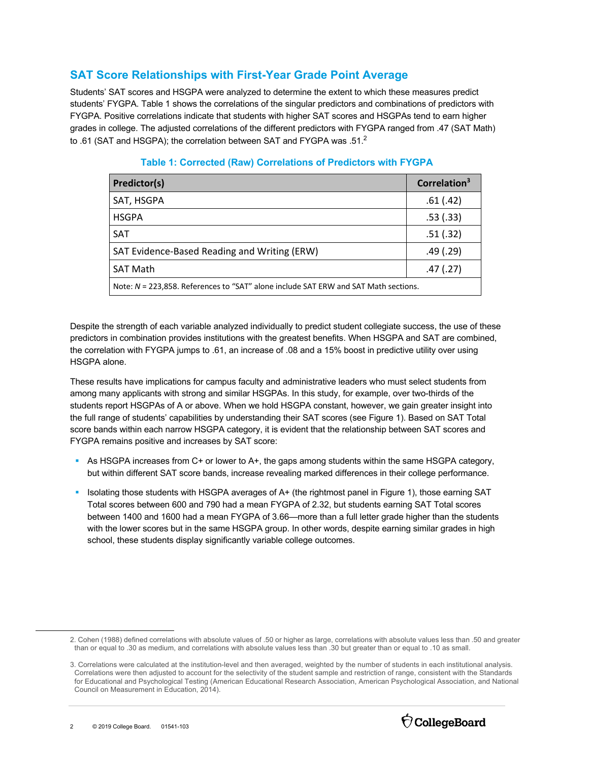## SAT Score Relationships with First-Year Grade Point Average

Students' SAT scores and HSGPA were analyzed to determine the extent to which these measures predict students' FYGPA. Table 1 shows the correlations of the singular predictors and combinations of predictors with FYGPA. Positive correlations indicate that students with higher SAT scores and HSGPAs tend to earn higher grades in college. The adjusted correlations of the different predictors with FYGPA ranged from .47 (SAT Math) to .61 (SAT and HSGPA); the correlation between SAT and FYGPA was .51.[2]

**Table 1: Corrected (Raw) Correlations of Predictors with FYGPA**

| Predictor(s) | Correlation[3] |
|---|---|
| SAT, HSGPA | .61 (.42) |
| HSGPA | .53 (.33) |
| SAT | .51 (.32) |
| SAT Evidence-Based Reading and Writing (ERW) | .49 (.29) |
| SAT Math | .47 (.27) |

Note: *N* = 223,858. References to "SAT" alone include SAT ERW and SAT Math sections.

Despite the strength of each variable analyzed individually to predict student collegiate success, the use of these predictors in combination provides institutions with the greatest benefits. When HSGPA and SAT are combined, the correlation with FYGPA jumps to .61, an increase of .08 and a 15% boost in predictive utility over using HSGPA alone.

These results have implications for campus faculty and administrative leaders who must select students from among many applicants with strong and similar HSGPAs. In this study, for example, over two-thirds of the students report HSGPAs of A or above. When we hold HSGPA constant, however, we gain greater insight into the full range of students' capabilities by understanding their SAT scores (see Figure 1). Based on SAT Total score bands within each narrow HSGPA category, it is evident that the relationship between SAT scores and FYGPA remains positive and increases by SAT score:

- As HSGPA increases from C+ or lower to A+, the gaps among students within the same HSGPA category, but within different SAT score bands, increase revealing marked differences in their college performance.
- Isolating those students with HSGPA averages of A+ (the rightmost panel in Figure 1), those earning SAT Total scores between 600 and 790 had a mean FYGPA of 2.32, but students earning SAT Total scores between 1400 and 1600 had a mean FYGPA of 3.66—more than a full letter grade higher than the students with the lower scores but in the same HSGPA group. In other words, despite earning similar grades in high school, these students display significantly variable college outcomes.

---

2. Cohen (1988) defined correlations with absolute values of .50 or higher as large, correlations with absolute values less than .50 and greater than or equal to .30 as medium, and correlations with absolute values less than .30 but greater than or equal to .10 as small.

3. Correlations were calculated at the institution-level and then averaged, weighted by the number of students in each institutional analysis. Correlations were then adjusted to account for the selectivity of the student sample and restriction of range, consistent with the Standards for Educational and Psychological Testing (American Educational Research Association, American Psychological Association, and National Council on Measurement in Education, 2014).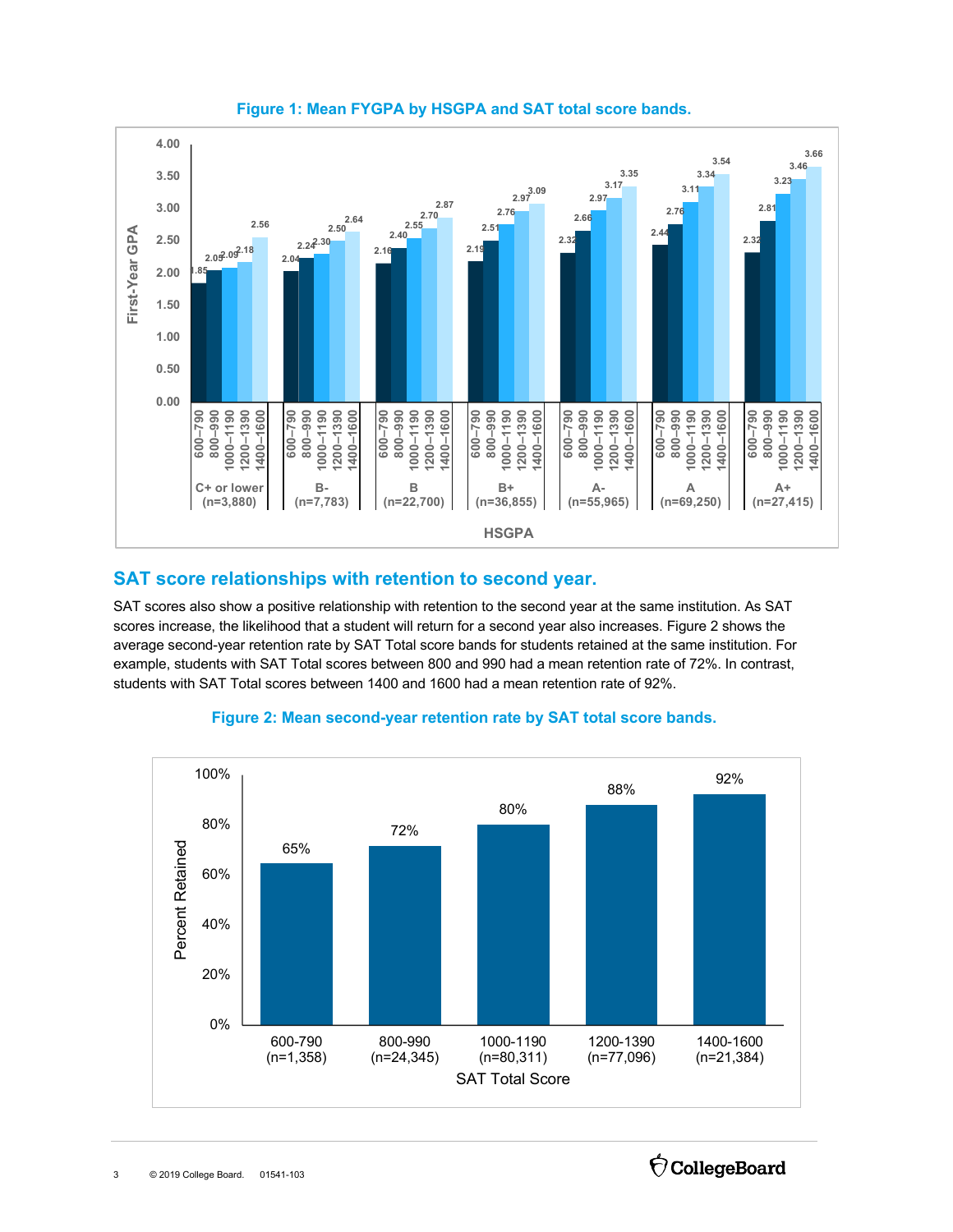**Figure 1: Mean FYGPA by HSGPA and SAT total score bands.**

| HSGPA | 600–790 | 800–990 | 1000–1190 | 1200–1390 | 1400–1600 |
|---|---|---|---|---|---|
| C+ or lower (n=3,880) | 1.85 | 2.05 | 2.09 | 2.18 | 2.56 |
| B- (n=7,783) | 2.04 | 2.24 | 2.30 | 2.50 | 2.64 |
| B (n=22,700) | 2.16 | 2.40 | 2.55 | 2.70 | 2.87 |
| B+ (n=36,855) | 2.19 | 2.51 | 2.76 | 2.97 | 3.09 |
| A- (n=55,965) | 2.32 | 2.66 | 2.97 | 3.17 | 3.35 |
| A (n=69,250) | 2.44 | 2.76 | 3.11 | 3.34 | 3.54 |
| A+ (n=27,415) | 2.32 | 2.81 | 3.23 | 3.46 | 3.66 |

## SAT score relationships with retention to second year.

SAT scores also show a positive relationship with retention to the second year at the same institution. As SAT scores increase, the likelihood that a student will return for a second year also increases. Figure 2 shows the average second-year retention rate by SAT Total score bands for students retained at the same institution. For example, students with SAT Total scores between 800 and 990 had a mean retention rate of 72%. In contrast, students with SAT Total scores between 1400 and 1600 had a mean retention rate of 92%.

**Figure 2: Mean second-year retention rate by SAT total score bands.**

| SAT Total Score | Percent Retained |
|---|---|
| 600-790 (n=1,358) | 65% |
| 800-990 (n=24,345) | 72% |
| 1000-1190 (n=80,311) | 80% |
| 1200-1390 (n=77,096) | 88% |
| 1400-1600 (n=21,384) | 92% |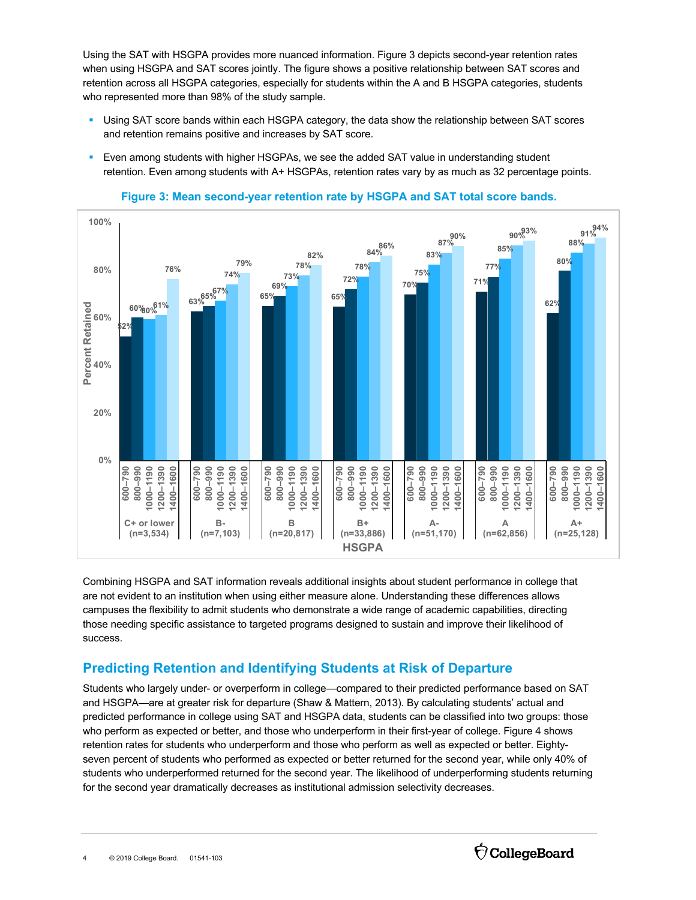Using the SAT with HSGPA provides more nuanced information. Figure 3 depicts second-year retention rates when using HSGPA and SAT scores jointly. The figure shows a positive relationship between SAT scores and retention across all HSGPA categories, especially for students within the A and B HSGPA categories, students who represented more than 98% of the study sample.

- Using SAT score bands within each HSGPA category, the data show the relationship between SAT scores and retention remains positive and increases by SAT score.
- Even among students with higher HSGPAs, we see the added SAT value in understanding student retention. Even among students with A+ HSGPAs, retention rates vary by as much as 32 percentage points.

**Figure 3: Mean second-year retention rate by HSGPA and SAT total score bands.**

| HSGPA | 600–790 | 800–990 | 1000–1190 | 1200–1390 | 1400–1600 |
|---|---|---|---|---|---|
| C+ or lower (n=3,534) | 52% | 60% | 60% | 61% | 76% |
| B- (n=7,103) | 63% | 65% | 67% | 74% | 79% |
| B (n=20,817) | 65% | 69% | 73% | 78% | 82% |
| B+ (n=33,886) | 65% | 72% | 78% | 84% | 86% |
| A- (n=51,170) | 70% | 75% | 83% | 87% | 90% |
| A (n=62,856) | 71% | 77% | 85% | 90% | 93% |
| A+ (n=25,128) | 62% | 80% | 88% | 91% | 94% |

Combining HSGPA and SAT information reveals additional insights about student performance in college that are not evident to an institution when using either measure alone. Understanding these differences allows campuses the flexibility to admit students who demonstrate a wide range of academic capabilities, directing those needing specific assistance to targeted programs designed to sustain and improve their likelihood of success.

## Predicting Retention and Identifying Students at Risk of Departure

Students who largely under- or overperform in college—compared to their predicted performance based on SAT and HSGPA—are at greater risk for departure (Shaw & Mattern, 2013). By calculating students' actual and predicted performance in college using SAT and HSGPA data, students can be classified into two groups: those who perform as expected or better, and those who underperform in their first-year of college. Figure 4 shows retention rates for students who underperform and those who perform as well as expected or better. Eighty-seven percent of students who performed as expected or better returned for the second year, while only 40% of students who underperformed returned for the second year. The likelihood of underperforming students returning for the second year dramatically decreases as institutional admission selectivity decreases.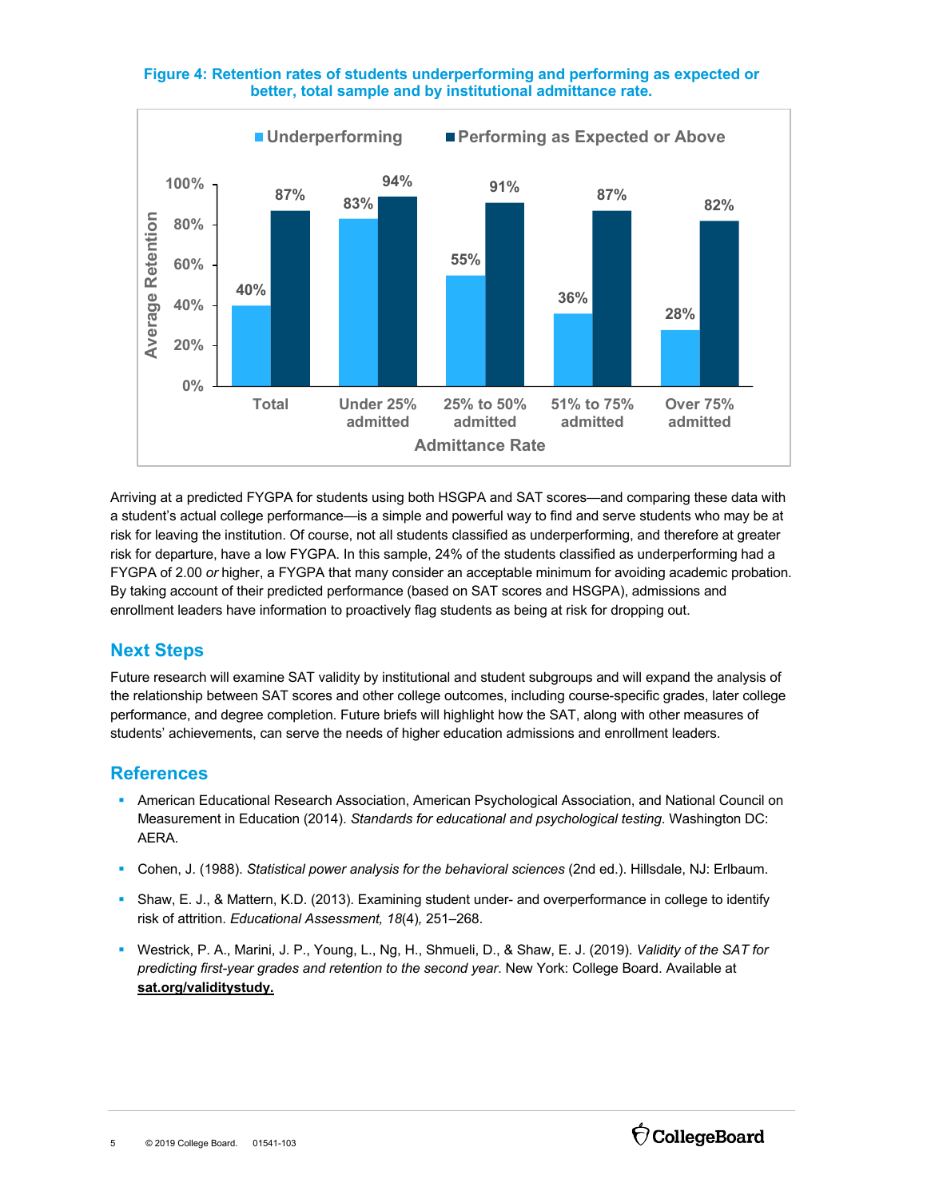**Figure 4: Retention rates of students underperforming and performing as expected or better, total sample and by institutional admittance rate.**

| Admittance Rate | Underperforming | Performing as Expected or Above |
|---|---|---|
| Total | 40% | 87% |
| Under 25% admitted | 83% | 94% |
| 25% to 50% admitted | 55% | 91% |
| 51% to 75% admitted | 36% | 87% |
| Over 75% admitted | 28% | 82% |

Arriving at a predicted FYGPA for students using both HSGPA and SAT scores—and comparing these data with a student's actual college performance—is a simple and powerful way to find and serve students who may be at risk for leaving the institution. Of course, not all students classified as underperforming, and therefore at greater risk for departure, have a low FYGPA. In this sample, 24% of the students classified as underperforming had a FYGPA of 2.00 *or* higher, a FYGPA that many consider an acceptable minimum for avoiding academic probation. By taking account of their predicted performance (based on SAT scores and HSGPA), admissions and enrollment leaders have information to proactively flag students as being at risk for dropping out.

## Next Steps

Future research will examine SAT validity by institutional and student subgroups and will expand the analysis of the relationship between SAT scores and other college outcomes, including course-specific grades, later college performance, and degree completion. Future briefs will highlight how the SAT, along with other measures of students' achievements, can serve the needs of higher education admissions and enrollment leaders.

## References

- American Educational Research Association, American Psychological Association, and National Council on Measurement in Education (2014). *Standards for educational and psychological testing*. Washington DC: AERA.
- Cohen, J. (1988). *Statistical power analysis for the behavioral sciences* (2nd ed.). Hillsdale, NJ: Erlbaum.
- Shaw, E. J., & Mattern, K.D. (2013). Examining student under- and overperformance in college to identify risk of attrition. *Educational Assessment, 18*(4), 251–268.
- Westrick, P. A., Marini, J. P., Young, L., Ng, H., Shmueli, D., & Shaw, E. J. (2019). *Validity of the SAT for predicting first-year grades and retention to the second year*. New York: College Board. Available at **sat.org/validitystudy.**